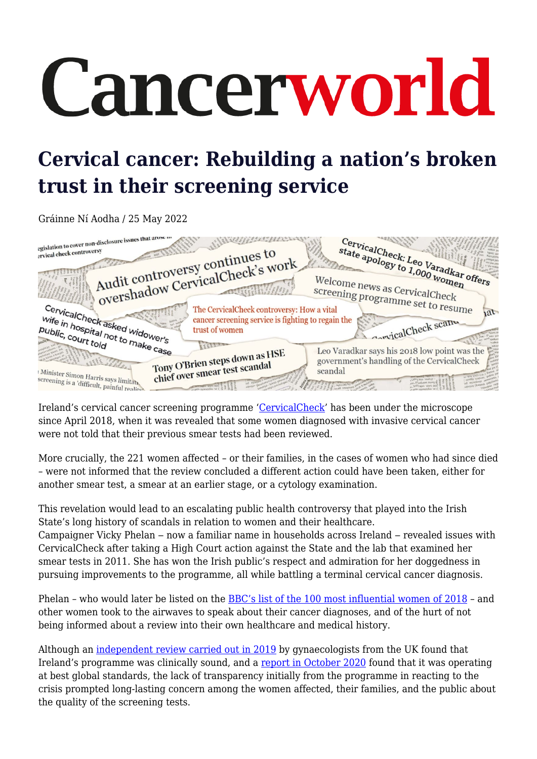# Cancerworld

# Cervical cancer: Rebuilding a nation's broken trust in their screening service

Gráinne Ní Aodha / 25 May 2022

Ireland's cervical cancer screening programme 'CervicalCheck' has been under the microscope since April 2018, when it was revealed that some women diagnosed with invasive cervical cancer were not told that their previous smear tests had been reviewed.

More crucially, the 221 women affected – or their families, in the cases of women who had since died – were not informed that the review concluded a different action could have been taken, either for another smear test, a smear at an earlier stage, or a cytology examination.

This revelation would lead to an escalating public health controversy that played into the Irish State's long history of scandals in relation to women and their healthcare.
Campaigner Vicky Phelan – now a familiar name in households across Ireland – revealed issues with CervicalCheck after taking a High Court action against the State and the lab that examined her smear tests in 2011. She has won the Irish public's respect and admiration for her doggedness in pursuing improvements to the programme, all while battling a terminal cervical cancer diagnosis.

Phelan – who would later be listed on the BBC's list of the 100 most influential women of 2018 – and other women took to the airwaves to speak about their cancer diagnoses, and of the hurt of not being informed about a review into their own healthcare and medical history.

Although an independent review carried out in 2019 by gynaecologists from the UK found that Ireland's programme was clinically sound, and a report in October 2020 found that it was operating at best global standards, the lack of transparency initially from the programme in reacting to the crisis prompted long-lasting concern among the women affected, their families, and the public about the quality of the screening tests.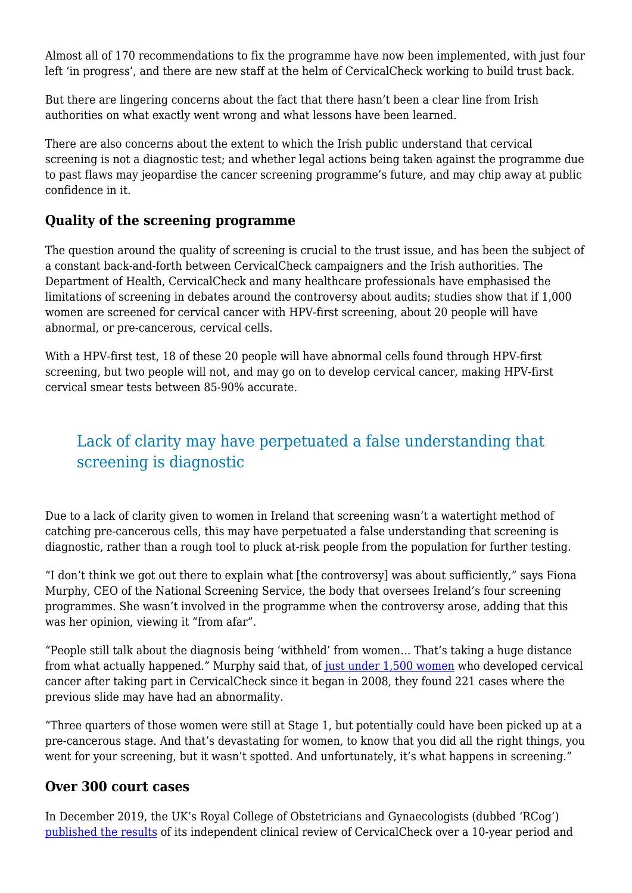Almost all of 170 recommendations to fix the programme have now been implemented, with just four left 'in progress', and there are new staff at the helm of CervicalCheck working to build trust back.

But there are lingering concerns about the fact that there hasn't been a clear line from Irish authorities on what exactly went wrong and what lessons have been learned.

There are also concerns about the extent to which the Irish public understand that cervical screening is not a diagnostic test; and whether legal actions being taken against the programme due to past flaws may jeopardise the cancer screening programme's future, and may chip away at public confidence in it.

## Quality of the screening programme

The question around the quality of screening is crucial to the trust issue, and has been the subject of a constant back-and-forth between CervicalCheck campaigners and the Irish authorities. The Department of Health, CervicalCheck and many healthcare professionals have emphasised the limitations of screening in debates around the controversy about audits; studies show that if 1,000 women are screened for cervical cancer with HPV-first screening, about 20 people will have abnormal, or pre-cancerous, cervical cells.

With a HPV-first test, 18 of these 20 people will have abnormal cells found through HPV-first screening, but two people will not, and may go on to develop cervical cancer, making HPV-first cervical smear tests between 85-90% accurate.

> Lack of clarity may have perpetuated a false understanding that screening is diagnostic

Due to a lack of clarity given to women in Ireland that screening wasn't a watertight method of catching pre-cancerous cells, this may have perpetuated a false understanding that screening is diagnostic, rather than a rough tool to pluck at-risk people from the population for further testing.

"I don't think we got out there to explain what [the controversy] was about sufficiently," says Fiona Murphy, CEO of the National Screening Service, the body that oversees Ireland's four screening programmes. She wasn't involved in the programme when the controversy arose, adding that this was her opinion, viewing it "from afar".

"People still talk about the diagnosis being 'withheld' from women… That's taking a huge distance from what actually happened." Murphy said that, of just under 1,500 women who developed cervical cancer after taking part in CervicalCheck since it began in 2008, they found 221 cases where the previous slide may have had an abnormality.

"Three quarters of those women were still at Stage 1, but potentially could have been picked up at a pre-cancerous stage. And that's devastating for women, to know that you did all the right things, you went for your screening, but it wasn't spotted. And unfortunately, it's what happens in screening."

## Over 300 court cases

In December 2019, the UK's Royal College of Obstetricians and Gynaecologists (dubbed 'RCog') published the results of its independent clinical review of CervicalCheck over a 10-year period and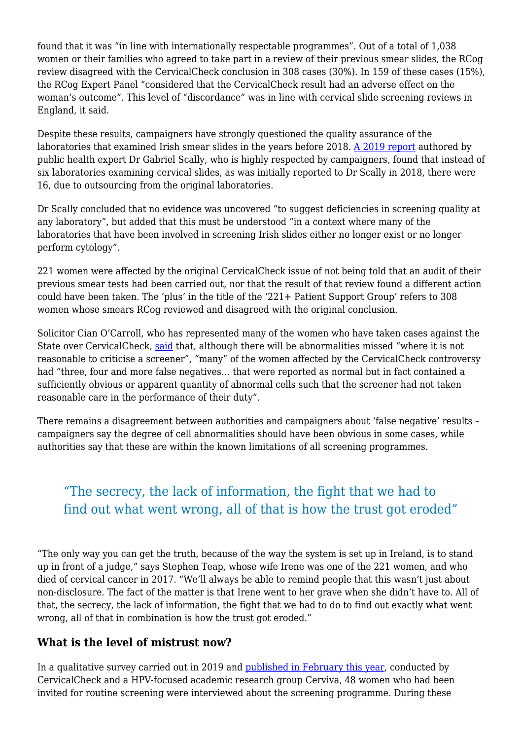found that it was "in line with internationally respectable programmes". Out of a total of 1,038 women or their families who agreed to take part in a review of their previous smear slides, the RCog review disagreed with the CervicalCheck conclusion in 308 cases (30%). In 159 of these cases (15%), the RCog Expert Panel "considered that the CervicalCheck result had an adverse effect on the woman's outcome". This level of "discordance" was in line with cervical slide screening reviews in England, it said.

Despite these results, campaigners have strongly questioned the quality assurance of the laboratories that examined Irish smear slides in the years before 2018. [A 2019 report](#) authored by public health expert Dr Gabriel Scally, who is highly respected by campaigners, found that instead of six laboratories examining cervical slides, as was initially reported to Dr Scally in 2018, there were 16, due to outsourcing from the original laboratories.

Dr Scally concluded that no evidence was uncovered "to suggest deficiencies in screening quality at any laboratory", but added that this must be understood "in a context where many of the laboratories that have been involved in screening Irish slides either no longer exist or no longer perform cytology".

221 women were affected by the original CervicalCheck issue of not being told that an audit of their previous smear tests had been carried out, nor that the result of that review found a different action could have been taken. The 'plus' in the title of the '221+ Patient Support Group' refers to 308 women whose smears RCog reviewed and disagreed with the original conclusion.

Solicitor Cian O'Carroll, who has represented many of the women who have taken cases against the State over CervicalCheck, [said](#) that, although there will be abnormalities missed "where it is not reasonable to criticise a screener", "many" of the women affected by the CervicalCheck controversy had "three, four and more false negatives… that were reported as normal but in fact contained a sufficiently obvious or apparent quantity of abnormal cells such that the screener had not taken reasonable care in the performance of their duty".

There remains a disagreement between authorities and campaigners about 'false negative' results – campaigners say the degree of cell abnormalities should have been obvious in some cases, while authorities say that these are within the known limitations of all screening programmes.

> "The secrecy, the lack of information, the fight that we had to find out what went wrong, all of that is how the trust got eroded"

"The only way you can get the truth, because of the way the system is set up in Ireland, is to stand up in front of a judge," says Stephen Teap, whose wife Irene was one of the 221 women, and who died of cervical cancer in 2017. "We'll always be able to remind people that this wasn't just about non-disclosure. The fact of the matter is that Irene went to her grave when she didn't have to. All of that, the secrecy, the lack of information, the fight that we had to do to find out exactly what went wrong, all of that in combination is how the trust got eroded."

## What is the level of mistrust now?

In a qualitative survey carried out in 2019 and [published in February this year](#), conducted by CervicalCheck and a HPV-focused academic research group Cerviva, 48 women who had been invited for routine screening were interviewed about the screening programme. During these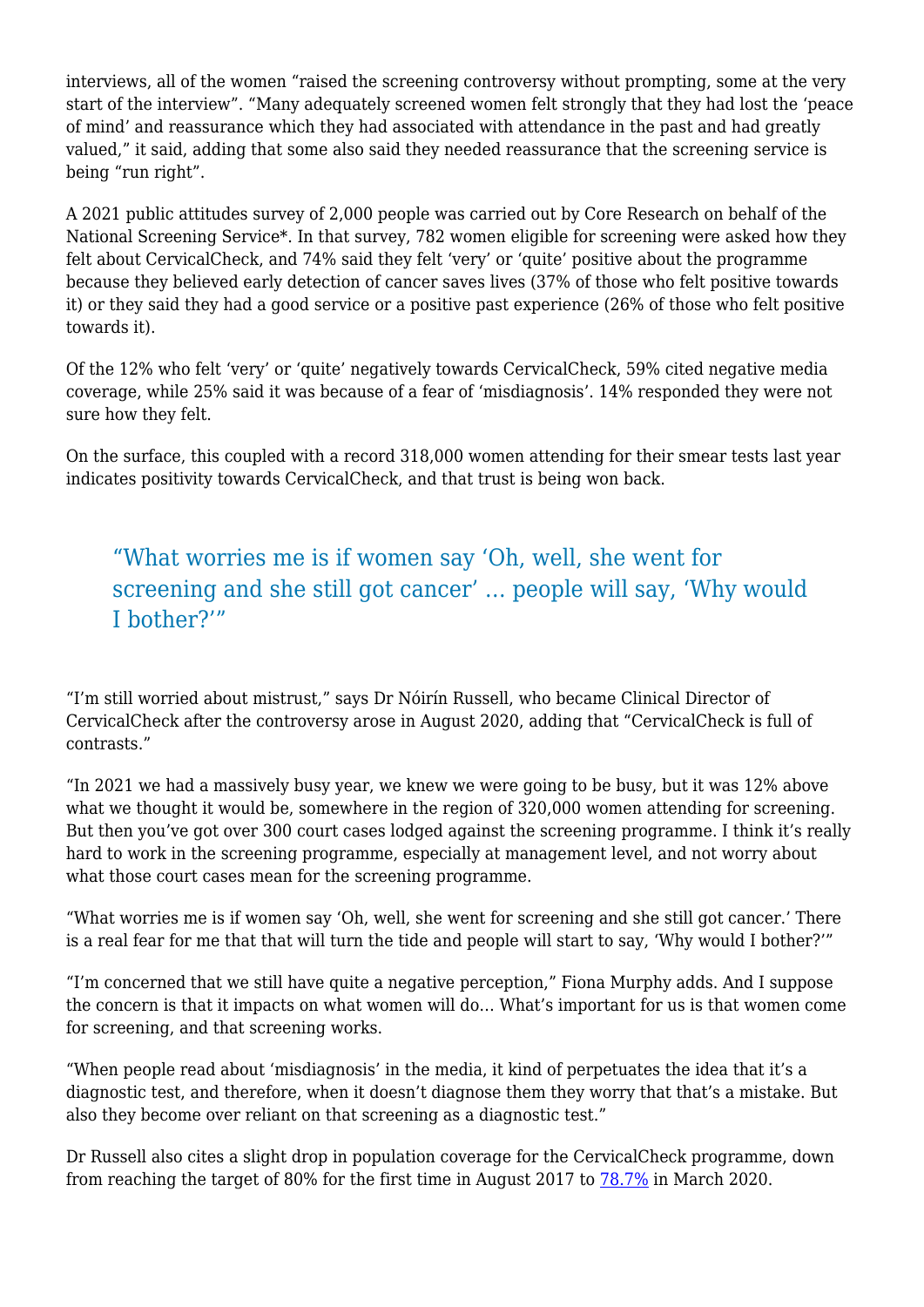interviews, all of the women "raised the screening controversy without prompting, some at the very start of the interview". "Many adequately screened women felt strongly that they had lost the 'peace of mind' and reassurance which they had associated with attendance in the past and had greatly valued," it said, adding that some also said they needed reassurance that the screening service is being "run right".

A 2021 public attitudes survey of 2,000 people was carried out by Core Research on behalf of the National Screening Service*. In that survey, 782 women eligible for screening were asked how they felt about CervicalCheck, and 74% said they felt 'very' or 'quite' positive about the programme because they believed early detection of cancer saves lives (37% of those who felt positive towards it) or they said they had a good service or a positive past experience (26% of those who felt positive towards it).

Of the 12% who felt 'very' or 'quite' negatively towards CervicalCheck, 59% cited negative media coverage, while 25% said it was because of a fear of 'misdiagnosis'. 14% responded they were not sure how they felt.

On the surface, this coupled with a record 318,000 women attending for their smear tests last year indicates positivity towards CervicalCheck, and that trust is being won back.

> "What worries me is if women say 'Oh, well, she went for screening and she still got cancer' … people will say, 'Why would I bother?'"

"I'm still worried about mistrust," says Dr Nóirín Russell, who became Clinical Director of CervicalCheck after the controversy arose in August 2020, adding that "CervicalCheck is full of contrasts."

"In 2021 we had a massively busy year, we knew we were going to be busy, but it was 12% above what we thought it would be, somewhere in the region of 320,000 women attending for screening. But then you've got over 300 court cases lodged against the screening programme. I think it's really hard to work in the screening programme, especially at management level, and not worry about what those court cases mean for the screening programme.

"What worries me is if women say 'Oh, well, she went for screening and she still got cancer.' There is a real fear for me that that will turn the tide and people will start to say, 'Why would I bother?'"

"I'm concerned that we still have quite a negative perception," Fiona Murphy adds. And I suppose the concern is that it impacts on what women will do… What's important for us is that women come for screening, and that screening works.

"When people read about 'misdiagnosis' in the media, it kind of perpetuates the idea that it's a diagnostic test, and therefore, when it doesn't diagnose them they worry that that's a mistake. But also they become over reliant on that screening as a diagnostic test."

Dr Russell also cites a slight drop in population coverage for the CervicalCheck programme, down from reaching the target of 80% for the first time in August 2017 to 78.7% in March 2020.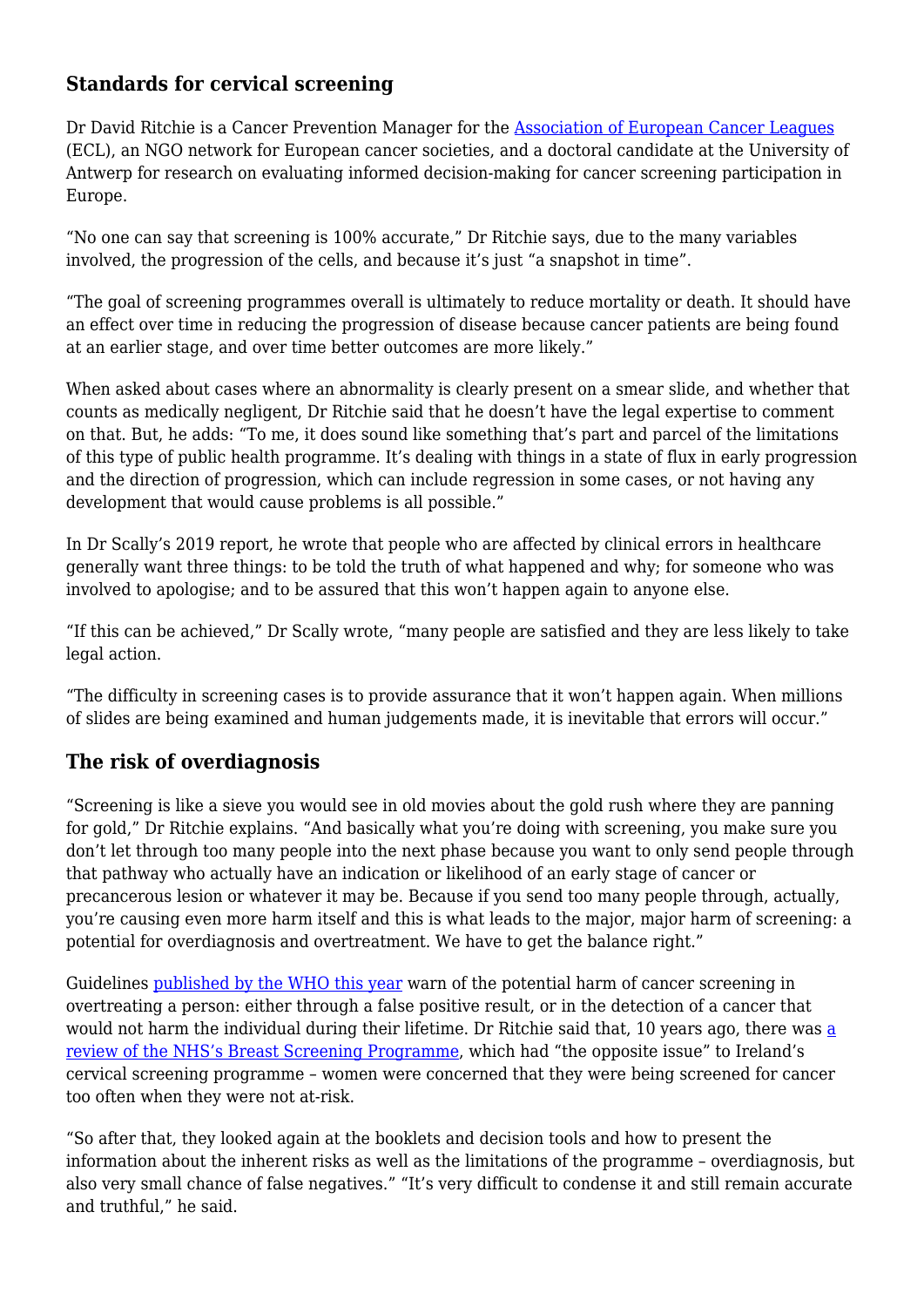## Standards for cervical screening

Dr David Ritchie is a Cancer Prevention Manager for the Association of European Cancer Leagues (ECL), an NGO network for European cancer societies, and a doctoral candidate at the University of Antwerp for research on evaluating informed decision-making for cancer screening participation in Europe.

"No one can say that screening is 100% accurate," Dr Ritchie says, due to the many variables involved, the progression of the cells, and because it's just "a snapshot in time".

"The goal of screening programmes overall is ultimately to reduce mortality or death. It should have an effect over time in reducing the progression of disease because cancer patients are being found at an earlier stage, and over time better outcomes are more likely."

When asked about cases where an abnormality is clearly present on a smear slide, and whether that counts as medically negligent, Dr Ritchie said that he doesn't have the legal expertise to comment on that. But, he adds: "To me, it does sound like something that's part and parcel of the limitations of this type of public health programme. It's dealing with things in a state of flux in early progression and the direction of progression, which can include regression in some cases, or not having any development that would cause problems is all possible."

In Dr Scally's 2019 report, he wrote that people who are affected by clinical errors in healthcare generally want three things: to be told the truth of what happened and why; for someone who was involved to apologise; and to be assured that this won't happen again to anyone else.

"If this can be achieved," Dr Scally wrote, "many people are satisfied and they are less likely to take legal action.

"The difficulty in screening cases is to provide assurance that it won't happen again. When millions of slides are being examined and human judgements made, it is inevitable that errors will occur."

## The risk of overdiagnosis

"Screening is like a sieve you would see in old movies about the gold rush where they are panning for gold," Dr Ritchie explains. "And basically what you're doing with screening, you make sure you don't let through too many people into the next phase because you want to only send people through that pathway who actually have an indication or likelihood of an early stage of cancer or precancerous lesion or whatever it may be. Because if you send too many people through, actually, you're causing even more harm itself and this is what leads to the major, major harm of screening: a potential for overdiagnosis and overtreatment. We have to get the balance right."

Guidelines published by the WHO this year warn of the potential harm of cancer screening in overtreating a person: either through a false positive result, or in the detection of a cancer that would not harm the individual during their lifetime. Dr Ritchie said that, 10 years ago, there was a review of the NHS's Breast Screening Programme, which had "the opposite issue" to Ireland's cervical screening programme – women were concerned that they were being screened for cancer too often when they were not at-risk.

"So after that, they looked again at the booklets and decision tools and how to present the information about the inherent risks as well as the limitations of the programme – overdiagnosis, but also very small chance of false negatives." "It's very difficult to condense it and still remain accurate and truthful," he said.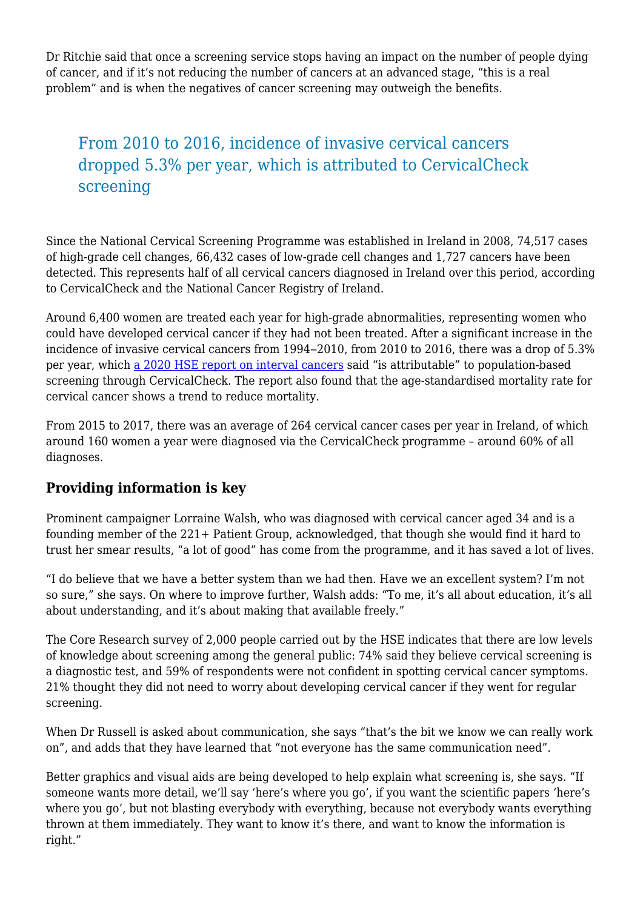Dr Ritchie said that once a screening service stops having an impact on the number of people dying of cancer, and if it's not reducing the number of cancers at an advanced stage, "this is a real problem" and is when the negatives of cancer screening may outweigh the benefits.

> From 2010 to 2016, incidence of invasive cervical cancers dropped 5.3% per year, which is attributed to CervicalCheck screening

Since the National Cervical Screening Programme was established in Ireland in 2008, 74,517 cases of high-grade cell changes, 66,432 cases of low-grade cell changes and 1,727 cancers have been detected. This represents half of all cervical cancers diagnosed in Ireland over this period, according to CervicalCheck and the National Cancer Registry of Ireland.

Around 6,400 women are treated each year for high-grade abnormalities, representing women who could have developed cervical cancer if they had not been treated. After a significant increase in the incidence of invasive cervical cancers from 1994–2010, from 2010 to 2016, there was a drop of 5.3% per year, which a 2020 HSE report on interval cancers said "is attributable" to population-based screening through CervicalCheck. The report also found that the age-standardised mortality rate for cervical cancer shows a trend to reduce mortality.

From 2015 to 2017, there was an average of 264 cervical cancer cases per year in Ireland, of which around 160 women a year were diagnosed via the CervicalCheck programme – around 60% of all diagnoses.

### Providing information is key

Prominent campaigner Lorraine Walsh, who was diagnosed with cervical cancer aged 34 and is a founding member of the 221+ Patient Group, acknowledged, that though she would find it hard to trust her smear results, "a lot of good" has come from the programme, and it has saved a lot of lives.

"I do believe that we have a better system than we had then. Have we an excellent system? I'm not so sure," she says. On where to improve further, Walsh adds: "To me, it's all about education, it's all about understanding, and it's about making that available freely."

The Core Research survey of 2,000 people carried out by the HSE indicates that there are low levels of knowledge about screening among the general public: 74% said they believe cervical screening is a diagnostic test, and 59% of respondents were not confident in spotting cervical cancer symptoms. 21% thought they did not need to worry about developing cervical cancer if they went for regular screening.

When Dr Russell is asked about communication, she says "that's the bit we know we can really work on", and adds that they have learned that "not everyone has the same communication need".

Better graphics and visual aids are being developed to help explain what screening is, she says. "If someone wants more detail, we'll say 'here's where you go', if you want the scientific papers 'here's where you go', but not blasting everybody with everything, because not everybody wants everything thrown at them immediately. They want to know it's there, and want to know the information is right."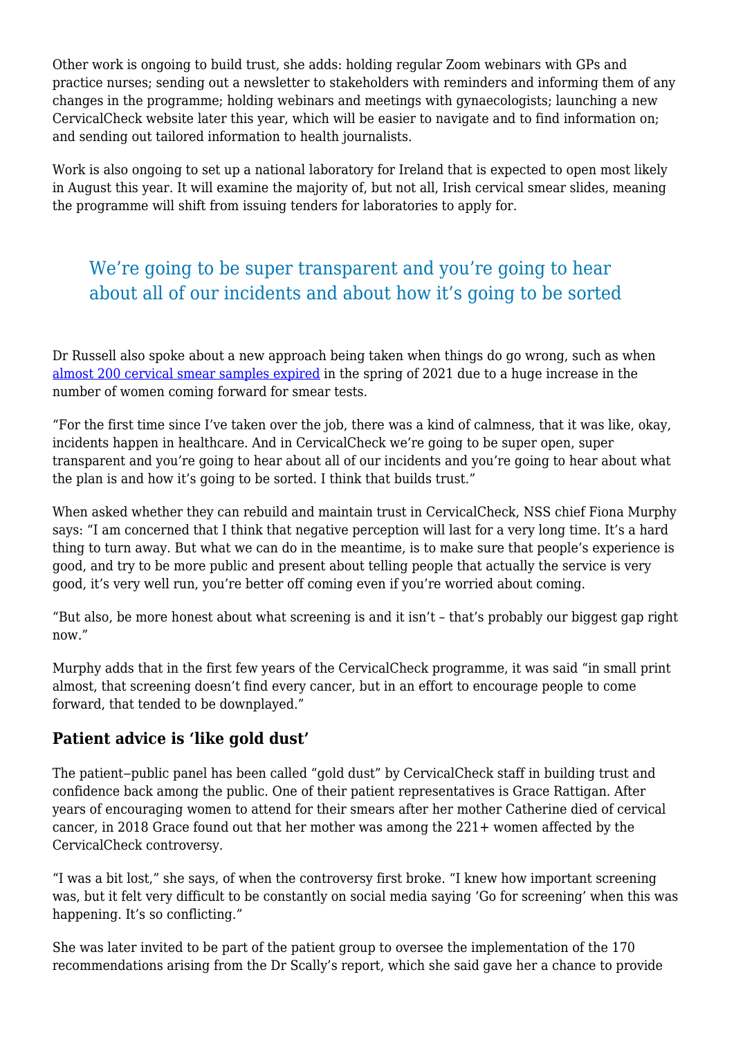Other work is ongoing to build trust, she adds: holding regular Zoom webinars with GPs and practice nurses; sending out a newsletter to stakeholders with reminders and informing them of any changes in the programme; holding webinars and meetings with gynaecologists; launching a new CervicalCheck website later this year, which will be easier to navigate and to find information on; and sending out tailored information to health journalists.

Work is also ongoing to set up a national laboratory for Ireland that is expected to open most likely in August this year. It will examine the majority of, but not all, Irish cervical smear slides, meaning the programme will shift from issuing tenders for laboratories to apply for.

> We're going to be super transparent and you're going to hear about all of our incidents and about how it's going to be sorted

Dr Russell also spoke about a new approach being taken when things do go wrong, such as when [almost 200 cervical smear samples expired](#) in the spring of 2021 due to a huge increase in the number of women coming forward for smear tests.

"For the first time since I've taken over the job, there was a kind of calmness, that it was like, okay, incidents happen in healthcare. And in CervicalCheck we're going to be super open, super transparent and you're going to hear about all of our incidents and you're going to hear about what the plan is and how it's going to be sorted. I think that builds trust."

When asked whether they can rebuild and maintain trust in CervicalCheck, NSS chief Fiona Murphy says: "I am concerned that I think that negative perception will last for a very long time. It's a hard thing to turn away. But what we can do in the meantime, is to make sure that people's experience is good, and try to be more public and present about telling people that actually the service is very good, it's very well run, you're better off coming even if you're worried about coming.

"But also, be more honest about what screening is and it isn't – that's probably our biggest gap right now."

Murphy adds that in the first few years of the CervicalCheck programme, it was said "in small print almost, that screening doesn't find every cancer, but in an effort to encourage people to come forward, that tended to be downplayed."

### Patient advice is 'like gold dust'

The patient–public panel has been called "gold dust" by CervicalCheck staff in building trust and confidence back among the public. One of their patient representatives is Grace Rattigan. After years of encouraging women to attend for their smears after her mother Catherine died of cervical cancer, in 2018 Grace found out that her mother was among the 221+ women affected by the CervicalCheck controversy.

"I was a bit lost," she says, of when the controversy first broke. "I knew how important screening was, but it felt very difficult to be constantly on social media saying 'Go for screening' when this was happening. It's so conflicting."

She was later invited to be part of the patient group to oversee the implementation of the 170 recommendations arising from the Dr Scally's report, which she said gave her a chance to provide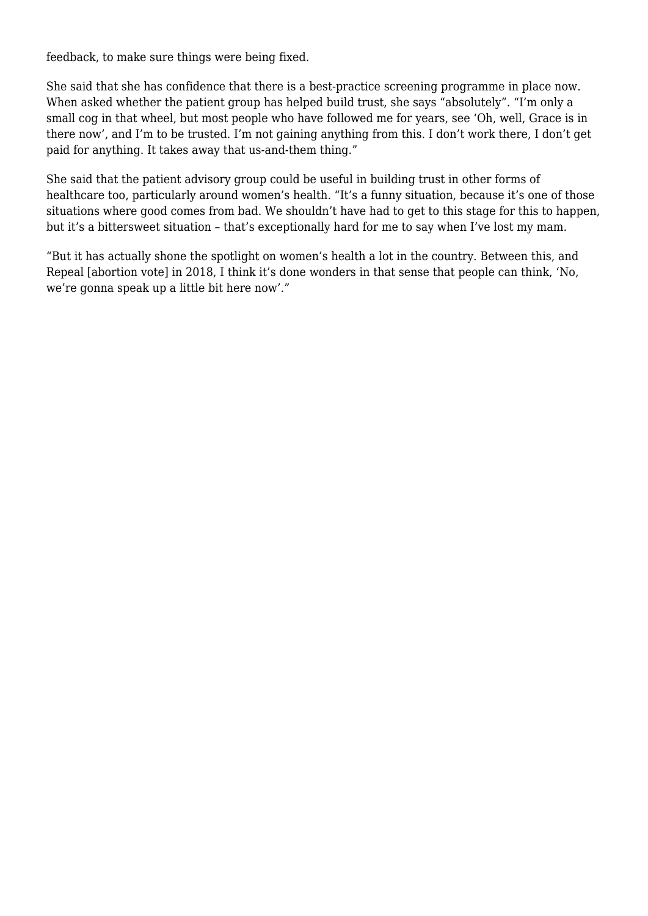feedback, to make sure things were being fixed.

She said that she has confidence that there is a best-practice screening programme in place now. When asked whether the patient group has helped build trust, she says "absolutely". "I'm only a small cog in that wheel, but most people who have followed me for years, see 'Oh, well, Grace is in there now', and I'm to be trusted. I'm not gaining anything from this. I don't work there, I don't get paid for anything. It takes away that us-and-them thing."

She said that the patient advisory group could be useful in building trust in other forms of healthcare too, particularly around women's health. "It's a funny situation, because it's one of those situations where good comes from bad. We shouldn't have had to get to this stage for this to happen, but it's a bittersweet situation – that's exceptionally hard for me to say when I've lost my mam.

"But it has actually shone the spotlight on women's health a lot in the country. Between this, and Repeal [abortion vote] in 2018, I think it's done wonders in that sense that people can think, 'No, we're gonna speak up a little bit here now'."